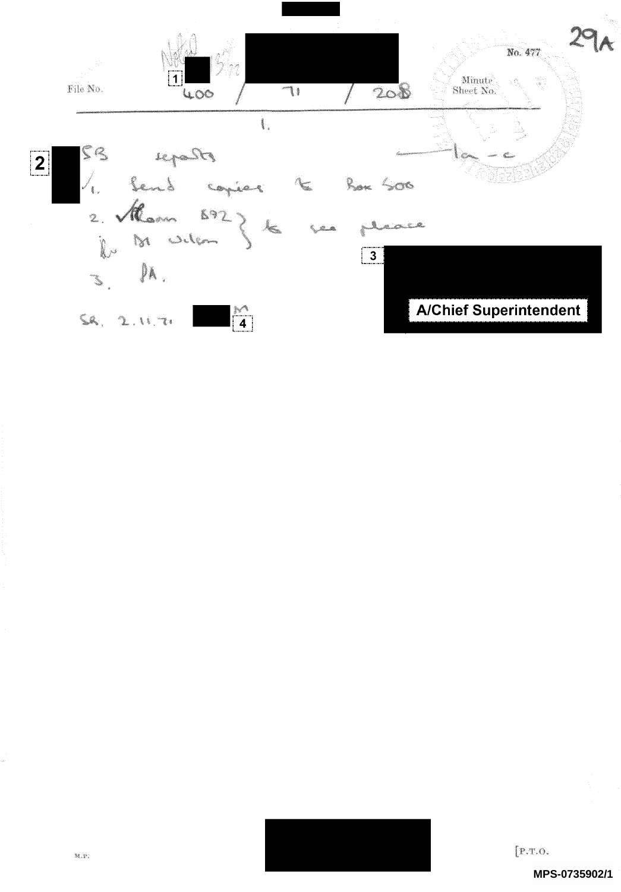29A

No. 477

File No. 400 / 71 / 2018

Minute Sheet No. 1.

SB reports

1. Send copies to Box 500
2. ✓Room 892 } to see please
   b. Mr Wilson }
3. PA.

SR. 2.11.71 M

A/Chief Superintendent

M.P.

[P.T.O.

MPS-0735902/1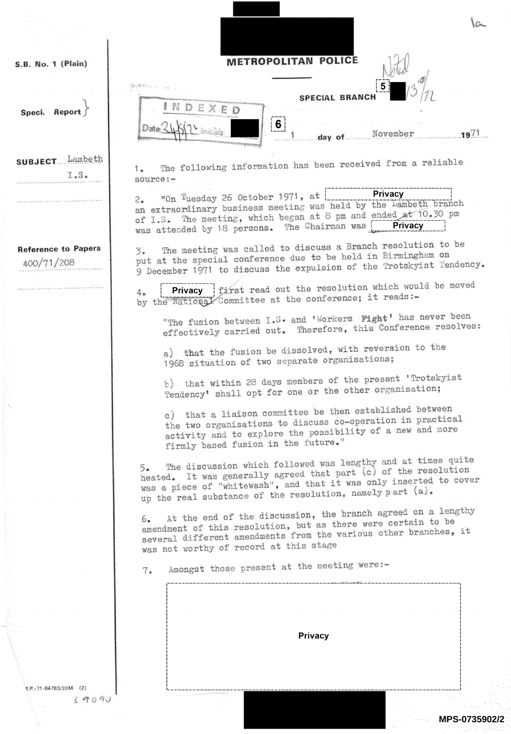S.B. No. 1 (Plain)

METROPOLITAN POLICE

Special Report

SPECIAL BRANCH 5 13/12/72

INDEXED Date 24/8/72 Initials 6

1 day of November 1971

SUBJECT Lambeth I.S.

Reference to Papers 400/71/208

1. The following information has been received from a reliable source:-

2. "On Tuesday 26 October 1971, at Privacy an extraordinary business meeting was held by the Lambeth branch of I.S. The meeting, which began at 8 pm and ended at 10.30 pm was attended by 18 persons. The Chairman was Privacy

3. The meeting was called to discuss a Branch resolution to be put at the special conference due to be held in Birmingham on 9 December 1971 to discuss the expulsion of the Trotskyist Tendency.

4. Privacy first read out the resolution which would be moved by the National Committee at the conference; it reads:-

> "The fusion between I.S. and 'Workers Fight' has never been effectively carried out. Therefore, this Conference resolves:
>
> a) that the fusion be dissolved, with reversion to the 1968 situation of two separate organisations;
>
> b) that within 28 days members of the present 'Trotskyist Tendency' shall opt for one or the other organisation;
>
> c) that a liaison committee be then established between the two organisations to discuss co-operation in practical activity and to explore the possibility of a new and more firmly based fusion in the future."

5. The discussion which followed was lengthy and at times quite heated. It was generally agreed that part (c) of the resolution was a piece of "whitewash", and that it was only inserted to cover up the real substance of the resolution, namely part (a).

6. At the end of the discussion, the branch agreed on a lengthy amendment of this resolution, but as there were certain to be several different amendments from the various other branches, it was not worthy of record at this stage

7. Amongst those present at the meeting were:-

Privacy

M.P.-71-84783/20M (2)

59090

MPS-0735902/2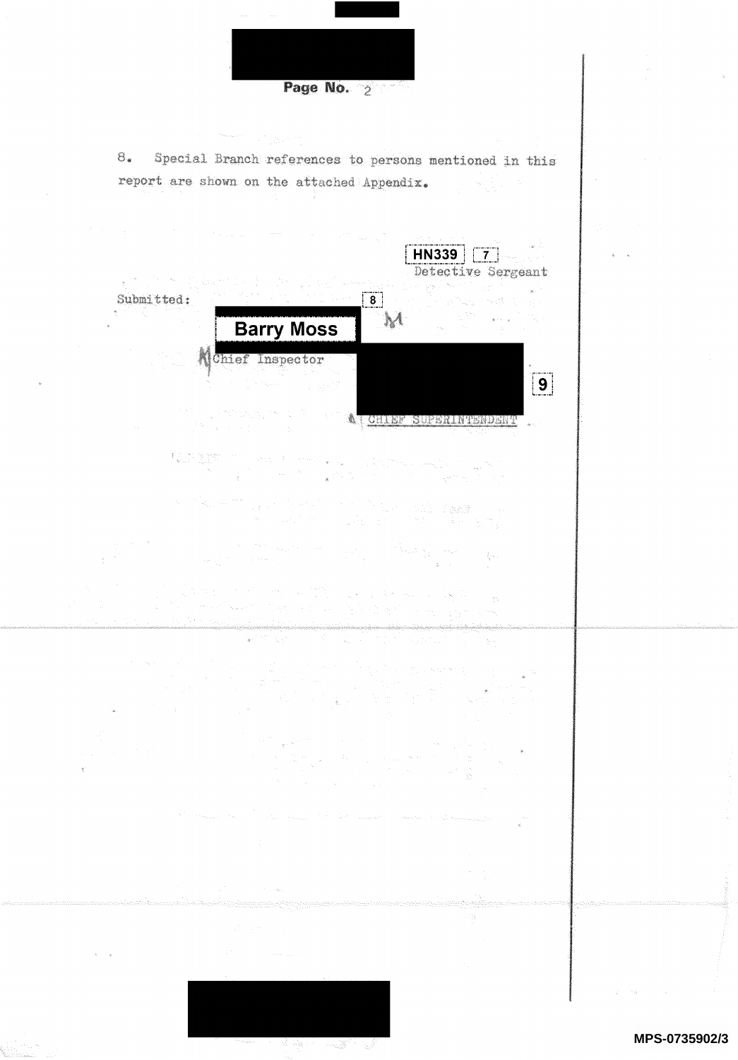Page No. 2

8. Special Branch references to persons mentioned in this report are shown on the attached Appendix.

HN339 [7]
Detective Sergeant

Submitted: [8]

Barry Moss
Chief Inspector

[9]

CHIEF SUPERINTENDENT

MPS-0735902/3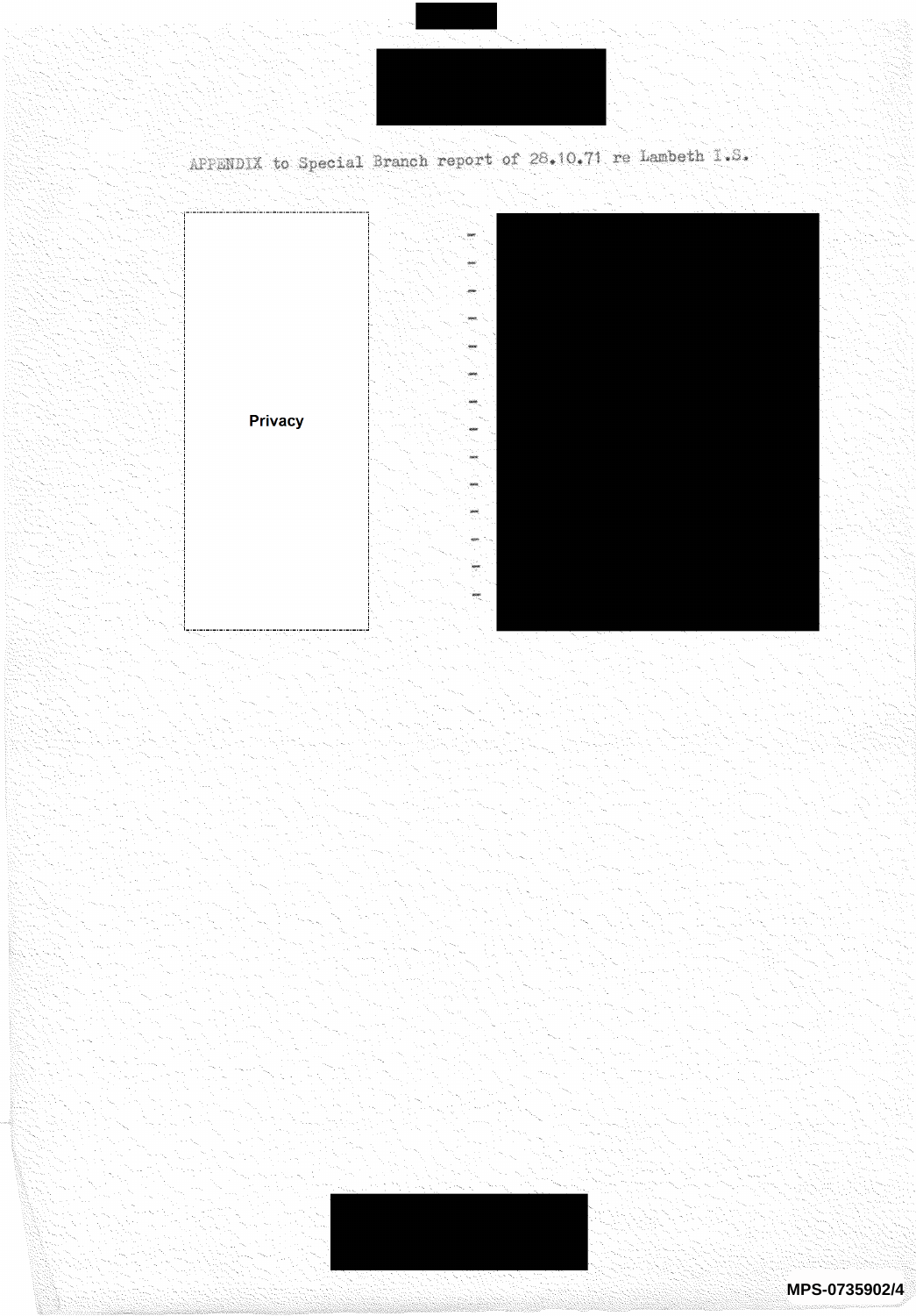APPENDIX to Special Branch report of 28.10.71 re Lambeth I.S.

Privacy

MPS-0735902/4